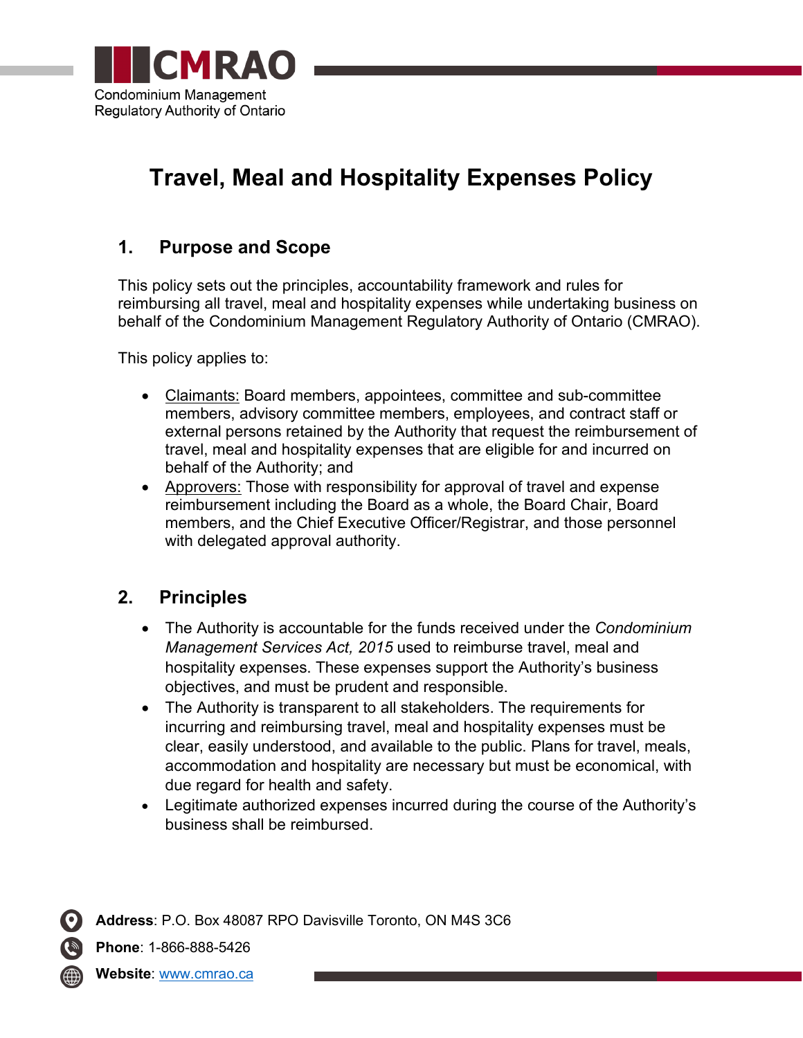# Travel, Meal and Hospitality Expenses Policy

## 1. Purpose and Scope

This policy sets out the principles, accountability framework and rules for reimbursing all travel, meal and hospitality expenses while undertaking business on behalf of the Condominium Management Regulatory Authority of Ontario (CMRAO).

This policy applies to:

- Claimants: Board members, appointees, committee and sub-committee members, advisory committee members, employees, and contract staff or external persons retained by the Authority that request the reimbursement of travel, meal and hospitality expenses that are eligible for and incurred on behalf of the Authority; and
- Approvers: Those with responsibility for approval of travel and expense reimbursement including the Board as a whole, the Board Chair, Board members, and the Chief Executive Officer/Registrar, and those personnel with delegated approval authority.

## 2. Principles

- The Authority is accountable for the funds received under the *Condominium Management Services Act, 2015* used to reimburse travel, meal and hospitality expenses. These expenses support the Authority's business objectives, and must be prudent and responsible.
- The Authority is transparent to all stakeholders. The requirements for incurring and reimbursing travel, meal and hospitality expenses must be clear, easily understood, and available to the public. Plans for travel, meals, accommodation and hospitality are necessary but must be economical, with due regard for health and safety.
- Legitimate authorized expenses incurred during the course of the Authority's business shall be reimbursed.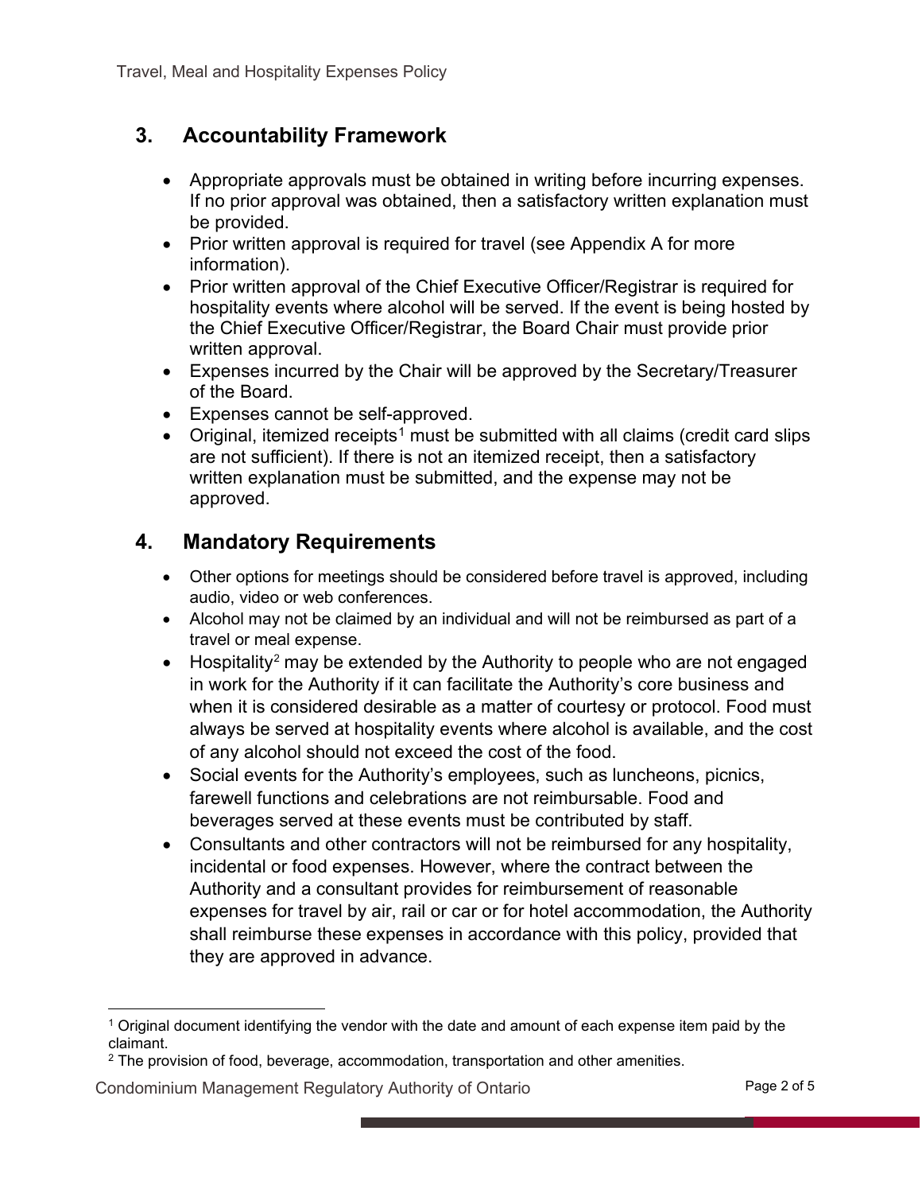## 3. Accountability Framework

- Appropriate approvals must be obtained in writing before incurring expenses. If no prior approval was obtained, then a satisfactory written explanation must be provided.
- Prior written approval is required for travel (see Appendix A for more information).
- Prior written approval of the Chief Executive Officer/Registrar is required for hospitality events where alcohol will be served. If the event is being hosted by the Chief Executive Officer/Registrar, the Board Chair must provide prior written approval.
- Expenses incurred by the Chair will be approved by the Secretary/Treasurer of the Board.
- Expenses cannot be self-approved.
- Original, itemized receipts[1] must be submitted with all claims (credit card slips are not sufficient). If there is not an itemized receipt, then a satisfactory written explanation must be submitted, and the expense may not be approved.

## 4. Mandatory Requirements

- Other options for meetings should be considered before travel is approved, including audio, video or web conferences.
- Alcohol may not be claimed by an individual and will not be reimbursed as part of a travel or meal expense.
- Hospitality[2] may be extended by the Authority to people who are not engaged in work for the Authority if it can facilitate the Authority's core business and when it is considered desirable as a matter of courtesy or protocol. Food must always be served at hospitality events where alcohol is available, and the cost of any alcohol should not exceed the cost of the food.
- Social events for the Authority's employees, such as luncheons, picnics, farewell functions and celebrations are not reimbursable. Food and beverages served at these events must be contributed by staff.
- Consultants and other contractors will not be reimbursed for any hospitality, incidental or food expenses. However, where the contract between the Authority and a consultant provides for reimbursement of reasonable expenses for travel by air, rail or car or for hotel accommodation, the Authority shall reimburse these expenses in accordance with this policy, provided that they are approved in advance.

---

[1] Original document identifying the vendor with the date and amount of each expense item paid by the claimant.

[2] The provision of food, beverage, accommodation, transportation and other amenities.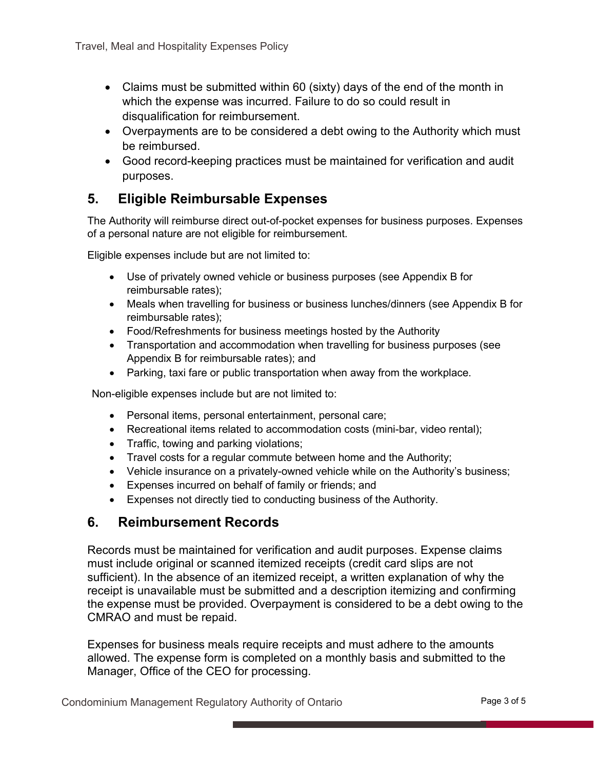- Claims must be submitted within 60 (sixty) days of the end of the month in which the expense was incurred. Failure to do so could result in disqualification for reimbursement.
- Overpayments are to be considered a debt owing to the Authority which must be reimbursed.
- Good record-keeping practices must be maintained for verification and audit purposes.

## 5. Eligible Reimbursable Expenses

The Authority will reimburse direct out-of-pocket expenses for business purposes. Expenses of a personal nature are not eligible for reimbursement.

Eligible expenses include but are not limited to:

- Use of privately owned vehicle or business purposes (see Appendix B for reimbursable rates);
- Meals when travelling for business or business lunches/dinners (see Appendix B for reimbursable rates);
- Food/Refreshments for business meetings hosted by the Authority
- Transportation and accommodation when travelling for business purposes (see Appendix B for reimbursable rates); and
- Parking, taxi fare or public transportation when away from the workplace.

Non-eligible expenses include but are not limited to:

- Personal items, personal entertainment, personal care;
- Recreational items related to accommodation costs (mini-bar, video rental);
- Traffic, towing and parking violations;
- Travel costs for a regular commute between home and the Authority;
- Vehicle insurance on a privately-owned vehicle while on the Authority's business;
- Expenses incurred on behalf of family or friends; and
- Expenses not directly tied to conducting business of the Authority.

## 6. Reimbursement Records

Records must be maintained for verification and audit purposes. Expense claims must include original or scanned itemized receipts (credit card slips are not sufficient). In the absence of an itemized receipt, a written explanation of why the receipt is unavailable must be submitted and a description itemizing and confirming the expense must be provided. Overpayment is considered to be a debt owing to the CMRAO and must be repaid.

Expenses for business meals require receipts and must adhere to the amounts allowed. The expense form is completed on a monthly basis and submitted to the Manager, Office of the CEO for processing.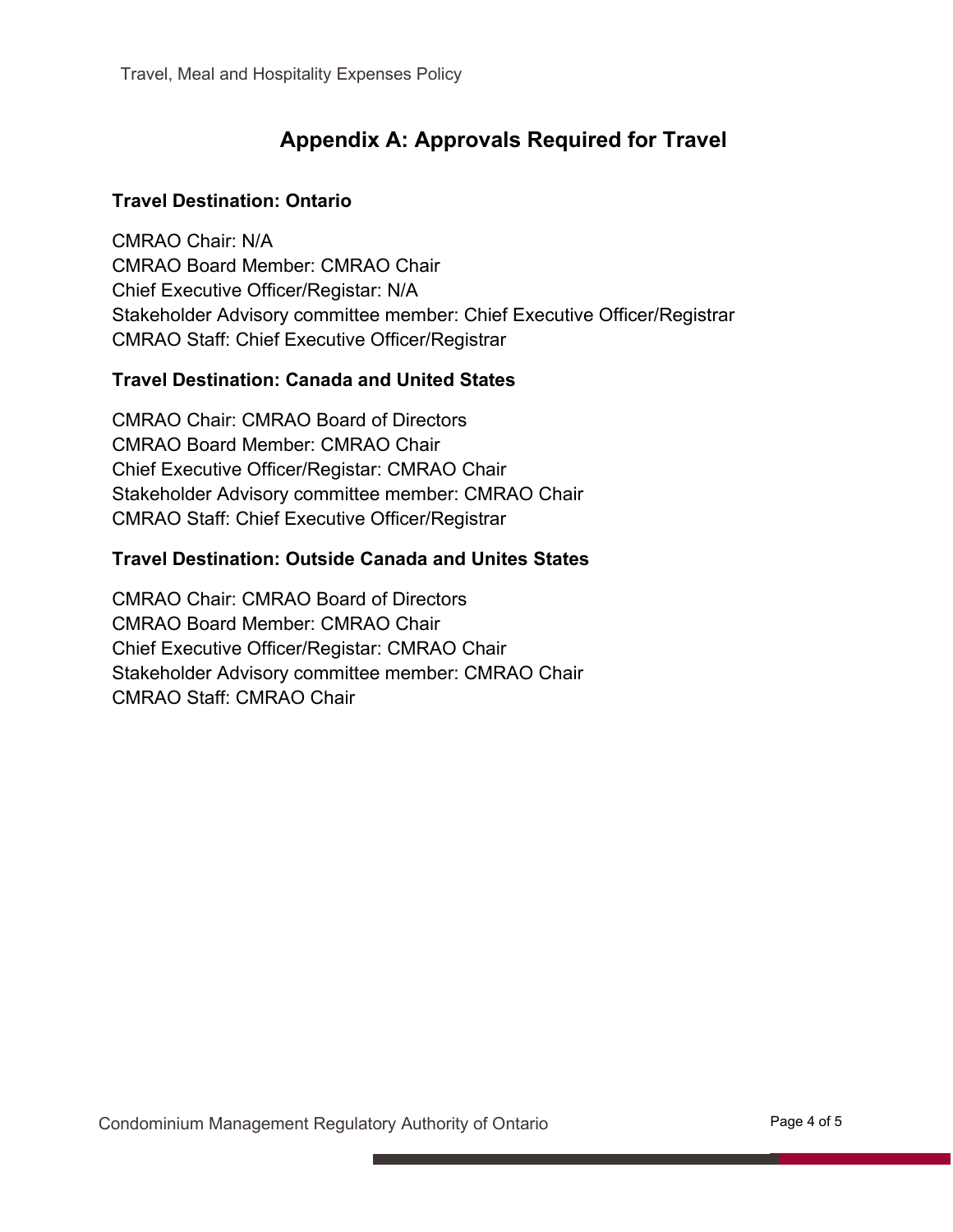## Appendix A: Approvals Required for Travel

**Travel Destination: Ontario**

CMRAO Chair: N/A
CMRAO Board Member: CMRAO Chair
Chief Executive Officer/Registar: N/A
Stakeholder Advisory committee member: Chief Executive Officer/Registrar
CMRAO Staff: Chief Executive Officer/Registrar

**Travel Destination: Canada and United States**

CMRAO Chair: CMRAO Board of Directors
CMRAO Board Member: CMRAO Chair
Chief Executive Officer/Registar: CMRAO Chair
Stakeholder Advisory committee member: CMRAO Chair
CMRAO Staff: Chief Executive Officer/Registrar

**Travel Destination: Outside Canada and Unites States**

CMRAO Chair: CMRAO Board of Directors
CMRAO Board Member: CMRAO Chair
Chief Executive Officer/Registar: CMRAO Chair
Stakeholder Advisory committee member: CMRAO Chair
CMRAO Staff: CMRAO Chair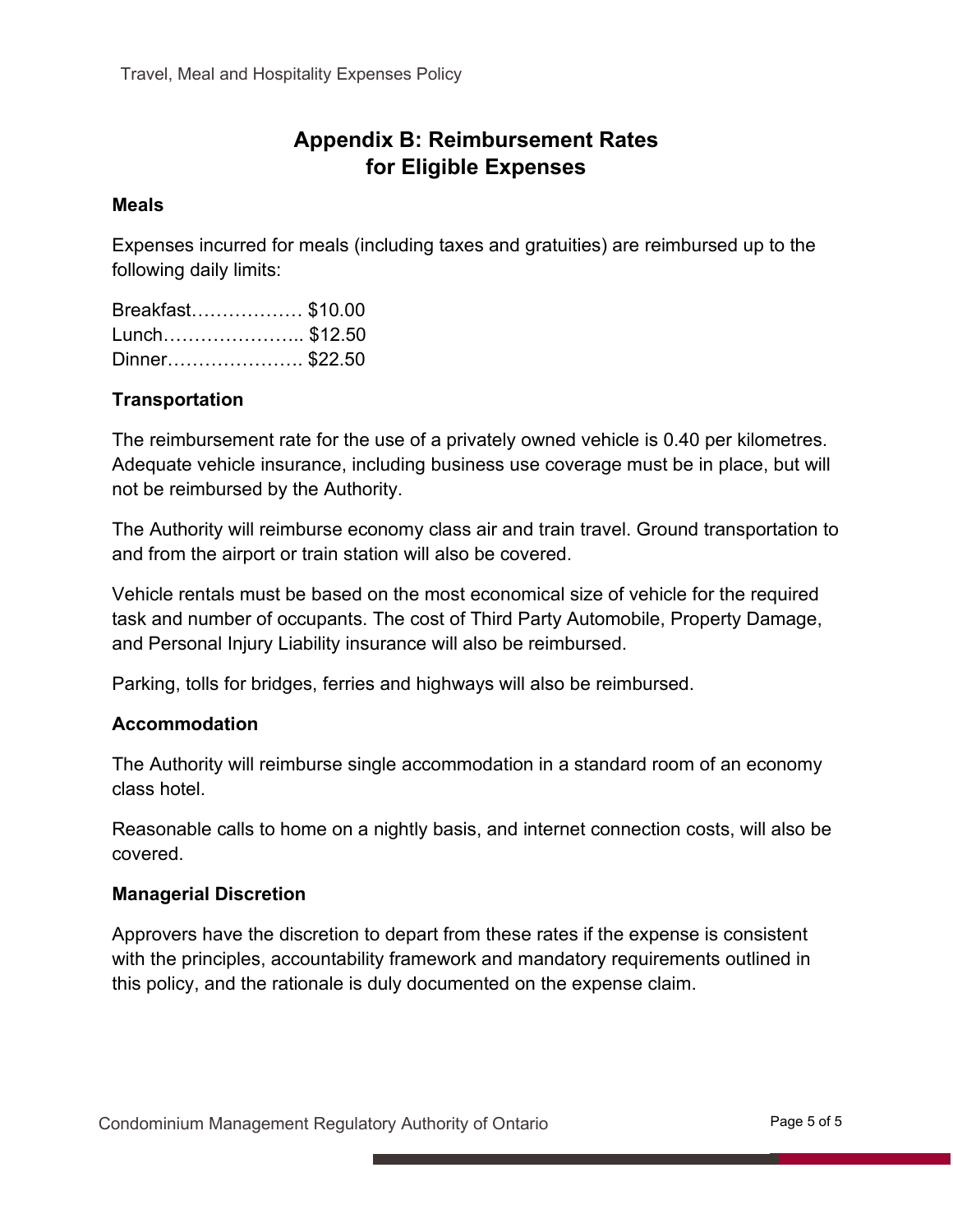# Appendix B: Reimbursement Rates for Eligible Expenses

**Meals**

Expenses incurred for meals (including taxes and gratuities) are reimbursed up to the following daily limits:

Breakfast……………… $10.00
Lunch………………….. $12.50
Dinner…………………. $22.50

**Transportation**

The reimbursement rate for the use of a privately owned vehicle is 0.40 per kilometres. Adequate vehicle insurance, including business use coverage must be in place, but will not be reimbursed by the Authority.

The Authority will reimburse economy class air and train travel. Ground transportation to and from the airport or train station will also be covered.

Vehicle rentals must be based on the most economical size of vehicle for the required task and number of occupants. The cost of Third Party Automobile, Property Damage, and Personal Injury Liability insurance will also be reimbursed.

Parking, tolls for bridges, ferries and highways will also be reimbursed.

**Accommodation**

The Authority will reimburse single accommodation in a standard room of an economy class hotel.

Reasonable calls to home on a nightly basis, and internet connection costs, will also be covered.

**Managerial Discretion**

Approvers have the discretion to depart from these rates if the expense is consistent with the principles, accountability framework and mandatory requirements outlined in this policy, and the rationale is duly documented on the expense claim.